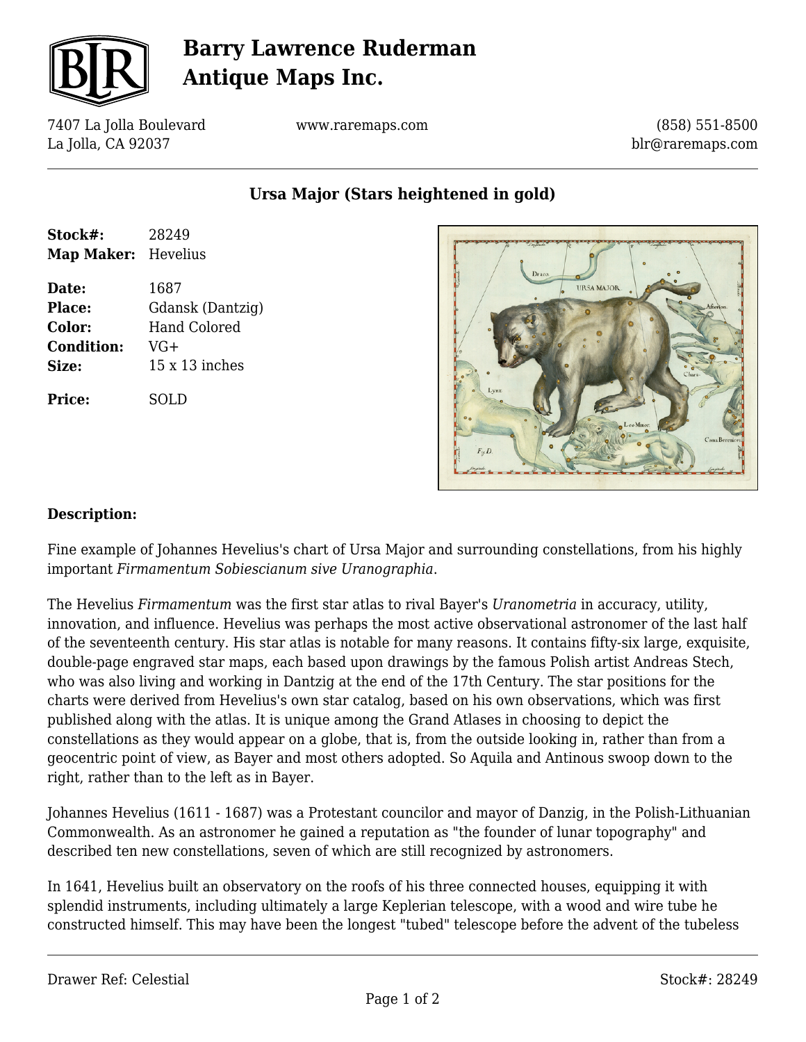# Barry Lawrence Ruderman Antique Maps Inc.

7407 La Jolla Boulevard
La Jolla, CA 92037

www.raremaps.com

(858) 551-8500
blr@raremaps.com

## Ursa Major (Stars heightened in gold)

| | |
|---|---|
| **Stock#:** | 28249 |
| **Map Maker:** | Hevelius |
| **Date:** | 1687 |
| **Place:** | Gdansk (Dantzig) |
| **Color:** | Hand Colored |
| **Condition:** | VG+ |
| **Size:** | 15 x 13 inches |
| **Price:** | SOLD |

### Description:

Fine example of Johannes Hevelius's chart of Ursa Major and surrounding constellations, from his highly important *Firmamentum Sobiescianum sive Uranographia*.

The Hevelius *Firmamentum* was the first star atlas to rival Bayer's *Uranometria* in accuracy, utility, innovation, and influence. Hevelius was perhaps the most active observational astronomer of the last half of the seventeenth century. His star atlas is notable for many reasons. It contains fifty-six large, exquisite, double-page engraved star maps, each based upon drawings by the famous Polish artist Andreas Stech, who was also living and working in Dantzig at the end of the 17th Century. The star positions for the charts were derived from Hevelius's own star catalog, based on his own observations, which was first published along with the atlas. It is unique among the Grand Atlases in choosing to depict the constellations as they would appear on a globe, that is, from the outside looking in, rather than from a geocentric point of view, as Bayer and most others adopted. So Aquila and Antinous swoop down to the right, rather than to the left as in Bayer.

Johannes Hevelius (1611 - 1687) was a Protestant councilor and mayor of Danzig, in the Polish-Lithuanian Commonwealth. As an astronomer he gained a reputation as "the founder of lunar topography" and described ten new constellations, seven of which are still recognized by astronomers.

In 1641, Hevelius built an observatory on the roofs of his three connected houses, equipping it with splendid instruments, including ultimately a large Keplerian telescope, with a wood and wire tube he constructed himself. This may have been the longest "tubed" telescope before the advent of the tubeless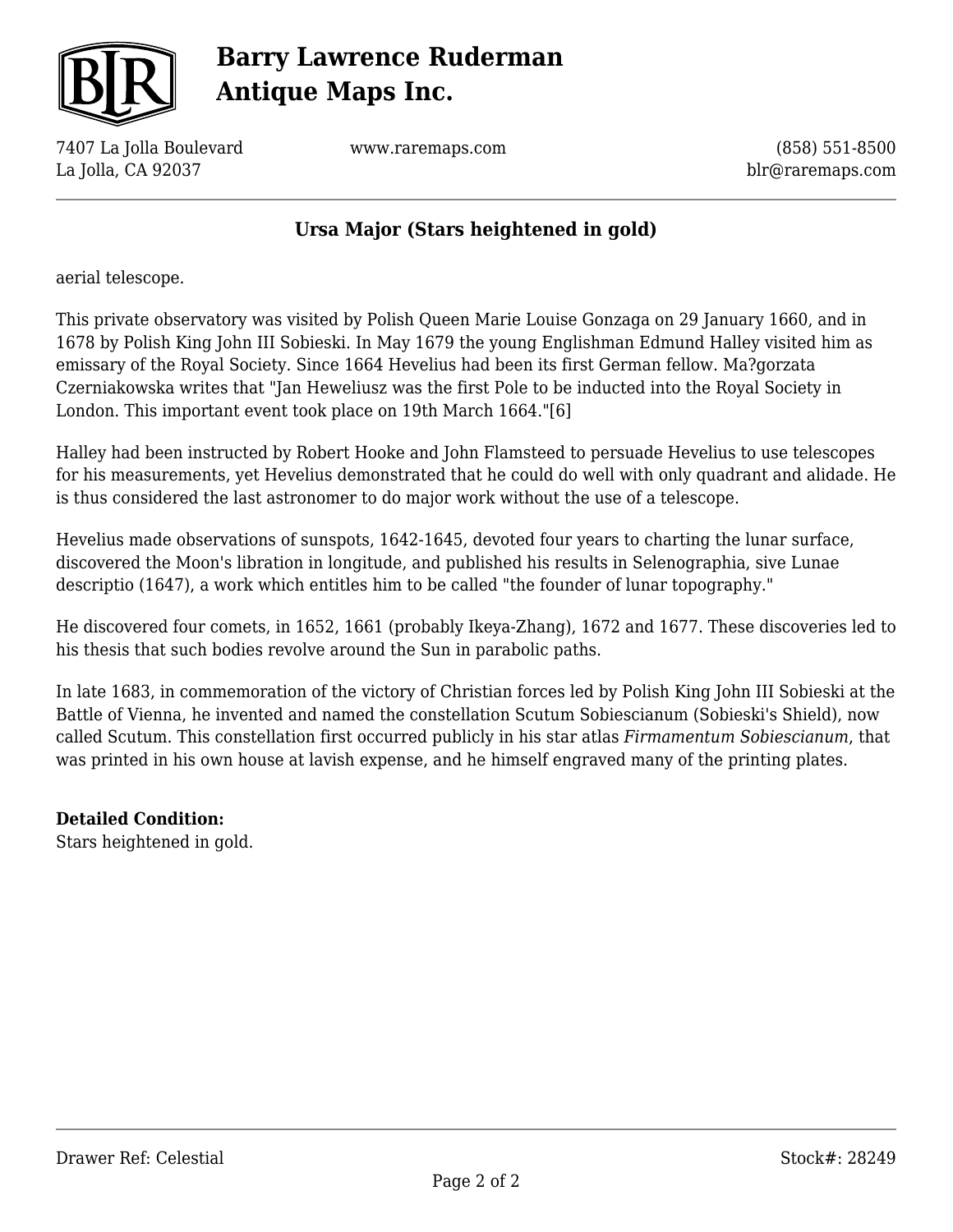## Ursa Major (Stars heightened in gold)

aerial telescope.

This private observatory was visited by Polish Queen Marie Louise Gonzaga on 29 January 1660, and in 1678 by Polish King John III Sobieski. In May 1679 the young Englishman Edmund Halley visited him as emissary of the Royal Society. Since 1664 Hevelius had been its first German fellow. Ma?gorzata Czerniakowska writes that "Jan Heweliusz was the first Pole to be inducted into the Royal Society in London. This important event took place on 19th March 1664."[6]

Halley had been instructed by Robert Hooke and John Flamsteed to persuade Hevelius to use telescopes for his measurements, yet Hevelius demonstrated that he could do well with only quadrant and alidade. He is thus considered the last astronomer to do major work without the use of a telescope.

Hevelius made observations of sunspots, 1642-1645, devoted four years to charting the lunar surface, discovered the Moon's libration in longitude, and published his results in Selenographia, sive Lunae descriptio (1647), a work which entitles him to be called "the founder of lunar topography."

He discovered four comets, in 1652, 1661 (probably Ikeya-Zhang), 1672 and 1677. These discoveries led to his thesis that such bodies revolve around the Sun in parabolic paths.

In late 1683, in commemoration of the victory of Christian forces led by Polish King John III Sobieski at the Battle of Vienna, he invented and named the constellation Scutum Sobiescianum (Sobieski's Shield), now called Scutum. This constellation first occurred publicly in his star atlas *Firmamentum Sobiescianum*, that was printed in his own house at lavish expense, and he himself engraved many of the printing plates.

**Detailed Condition:**
Stars heightened in gold.